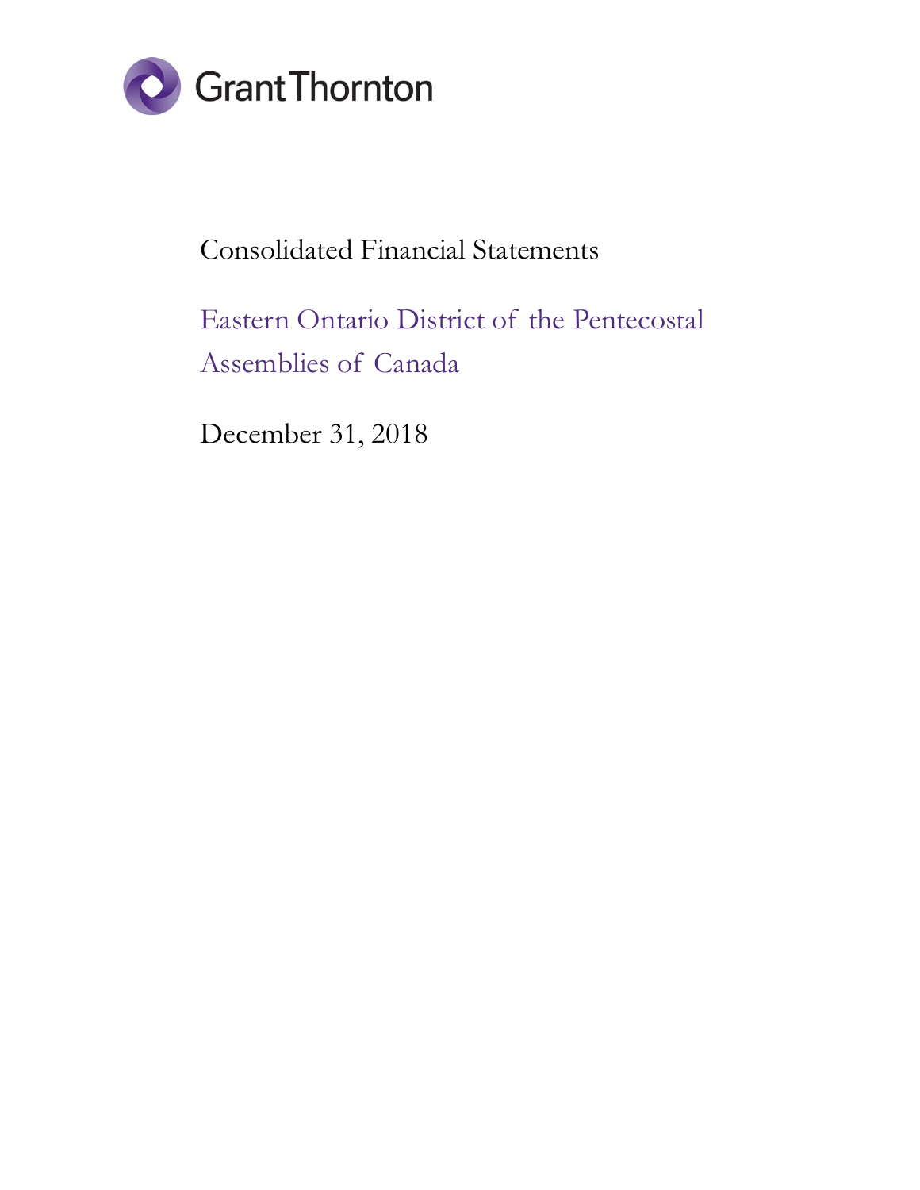Grant Thornton

# Consolidated Financial Statements

## Eastern Ontario District of the Pentecostal Assemblies of Canada

December 31, 2018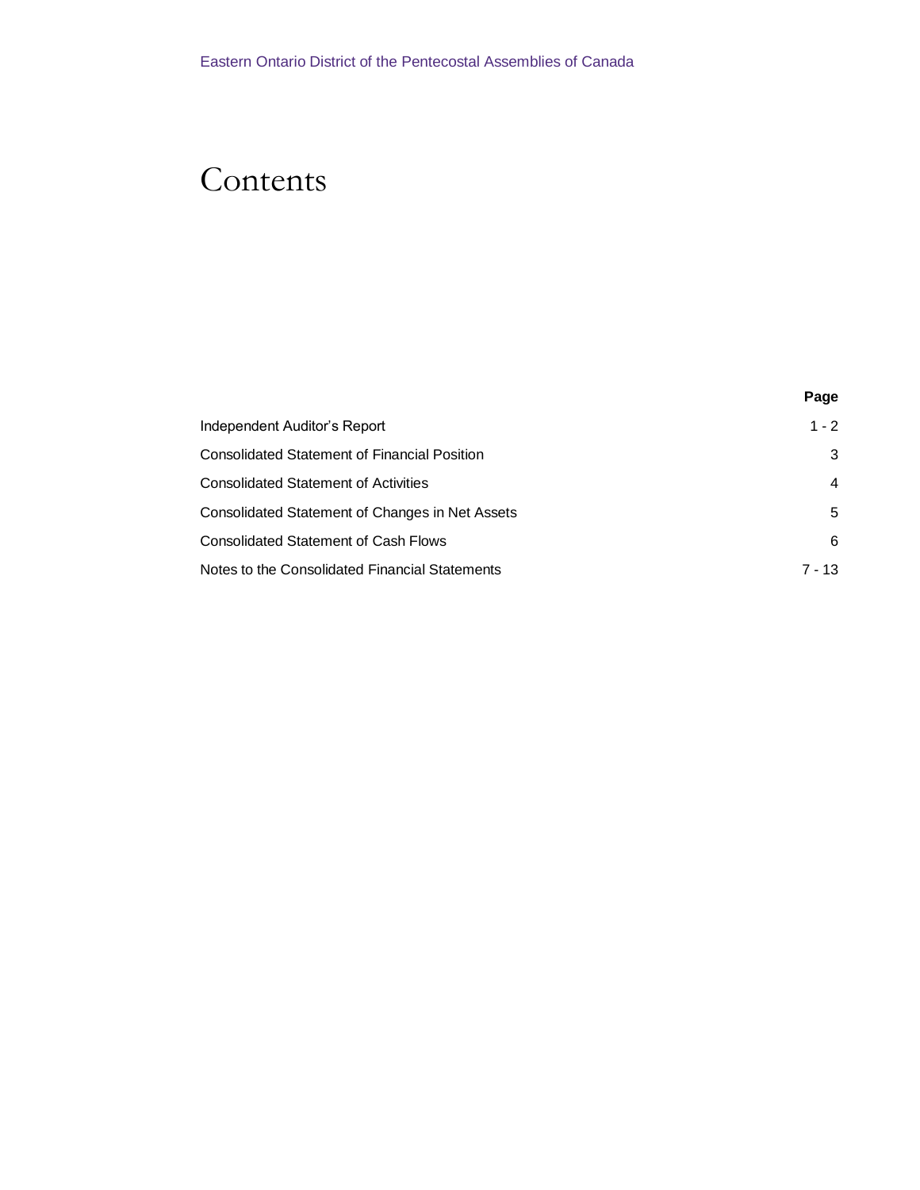Eastern Ontario District of the Pentecostal Assemblies of Canada

# Contents

| | Page |
|---|---|
| Independent Auditor's Report | 1 - 2 |
| Consolidated Statement of Financial Position | 3 |
| Consolidated Statement of Activities | 4 |
| Consolidated Statement of Changes in Net Assets | 5 |
| Consolidated Statement of Cash Flows | 6 |
| Notes to the Consolidated Financial Statements | 7 - 13 |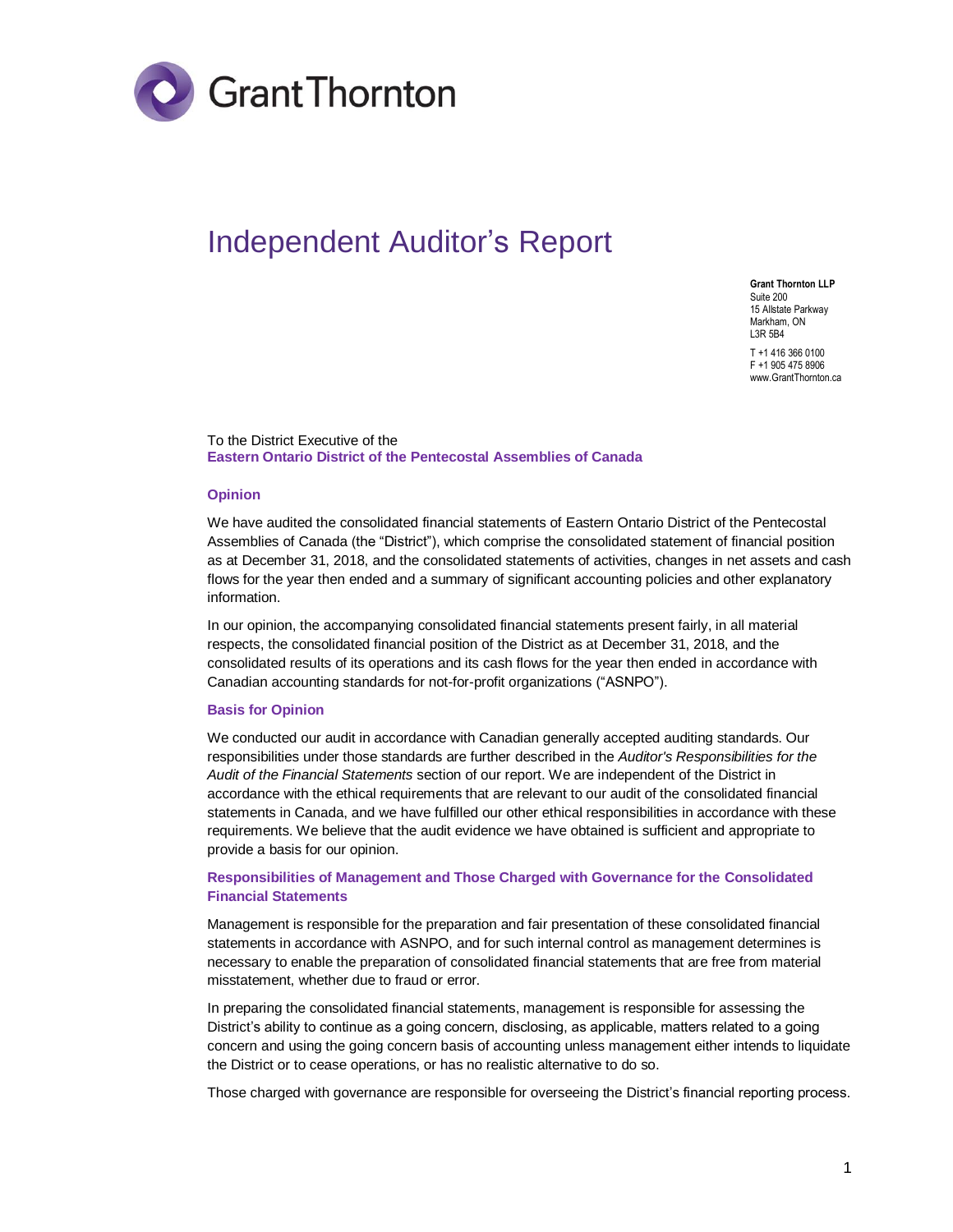Grant Thornton

# Independent Auditor's Report

**Grant Thornton LLP**
Suite 200
15 Allstate Parkway
Markham, ON
L3R 5B4

T +1 416 366 0100
F +1 905 475 8906
www.GrantThornton.ca

To the District Executive of the
**Eastern Ontario District of the Pentecostal Assemblies of Canada**

## Opinion

We have audited the consolidated financial statements of Eastern Ontario District of the Pentecostal Assemblies of Canada (the "District"), which comprise the consolidated statement of financial position as at December 31, 2018, and the consolidated statements of activities, changes in net assets and cash flows for the year then ended and a summary of significant accounting policies and other explanatory information.

In our opinion, the accompanying consolidated financial statements present fairly, in all material respects, the consolidated financial position of the District as at December 31, 2018, and the consolidated results of its operations and its cash flows for the year then ended in accordance with Canadian accounting standards for not-for-profit organizations ("ASNPO").

## Basis for Opinion

We conducted our audit in accordance with Canadian generally accepted auditing standards. Our responsibilities under those standards are further described in the *Auditor's Responsibilities for the Audit of the Financial Statements* section of our report. We are independent of the District in accordance with the ethical requirements that are relevant to our audit of the consolidated financial statements in Canada, and we have fulfilled our other ethical responsibilities in accordance with these requirements. We believe that the audit evidence we have obtained is sufficient and appropriate to provide a basis for our opinion.

## Responsibilities of Management and Those Charged with Governance for the Consolidated Financial Statements

Management is responsible for the preparation and fair presentation of these consolidated financial statements in accordance with ASNPO, and for such internal control as management determines is necessary to enable the preparation of consolidated financial statements that are free from material misstatement, whether due to fraud or error.

In preparing the consolidated financial statements, management is responsible for assessing the District's ability to continue as a going concern, disclosing, as applicable, matters related to a going concern and using the going concern basis of accounting unless management either intends to liquidate the District or to cease operations, or has no realistic alternative to do so.

Those charged with governance are responsible for overseeing the District's financial reporting process.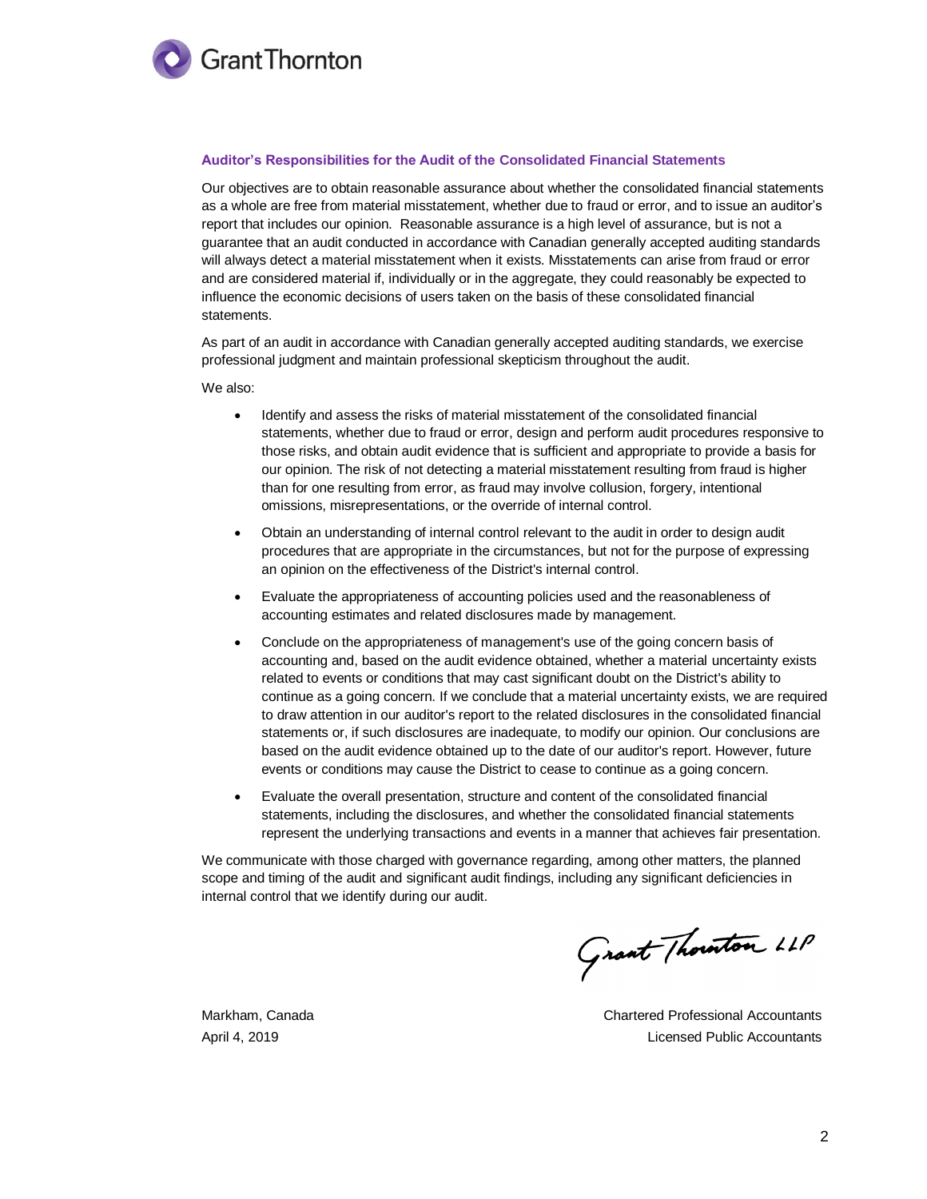### Auditor's Responsibilities for the Audit of the Consolidated Financial Statements

Our objectives are to obtain reasonable assurance about whether the consolidated financial statements as a whole are free from material misstatement, whether due to fraud or error, and to issue an auditor's report that includes our opinion. Reasonable assurance is a high level of assurance, but is not a guarantee that an audit conducted in accordance with Canadian generally accepted auditing standards will always detect a material misstatement when it exists. Misstatements can arise from fraud or error and are considered material if, individually or in the aggregate, they could reasonably be expected to influence the economic decisions of users taken on the basis of these consolidated financial statements.

As part of an audit in accordance with Canadian generally accepted auditing standards, we exercise professional judgment and maintain professional skepticism throughout the audit.

We also:

- Identify and assess the risks of material misstatement of the consolidated financial statements, whether due to fraud or error, design and perform audit procedures responsive to those risks, and obtain audit evidence that is sufficient and appropriate to provide a basis for our opinion. The risk of not detecting a material misstatement resulting from fraud is higher than for one resulting from error, as fraud may involve collusion, forgery, intentional omissions, misrepresentations, or the override of internal control.
- Obtain an understanding of internal control relevant to the audit in order to design audit procedures that are appropriate in the circumstances, but not for the purpose of expressing an opinion on the effectiveness of the District's internal control.
- Evaluate the appropriateness of accounting policies used and the reasonableness of accounting estimates and related disclosures made by management.
- Conclude on the appropriateness of management's use of the going concern basis of accounting and, based on the audit evidence obtained, whether a material uncertainty exists related to events or conditions that may cast significant doubt on the District's ability to continue as a going concern. If we conclude that a material uncertainty exists, we are required to draw attention in our auditor's report to the related disclosures in the consolidated financial statements or, if such disclosures are inadequate, to modify our opinion. Our conclusions are based on the audit evidence obtained up to the date of our auditor's report. However, future events or conditions may cause the District to cease to continue as a going concern.
- Evaluate the overall presentation, structure and content of the consolidated financial statements, including the disclosures, and whether the consolidated financial statements represent the underlying transactions and events in a manner that achieves fair presentation.

We communicate with those charged with governance regarding, among other matters, the planned scope and timing of the audit and significant audit findings, including any significant deficiencies in internal control that we identify during our audit.

Grant Thornton LLP

Markham, Canada
April 4, 2019

Chartered Professional Accountants
Licensed Public Accountants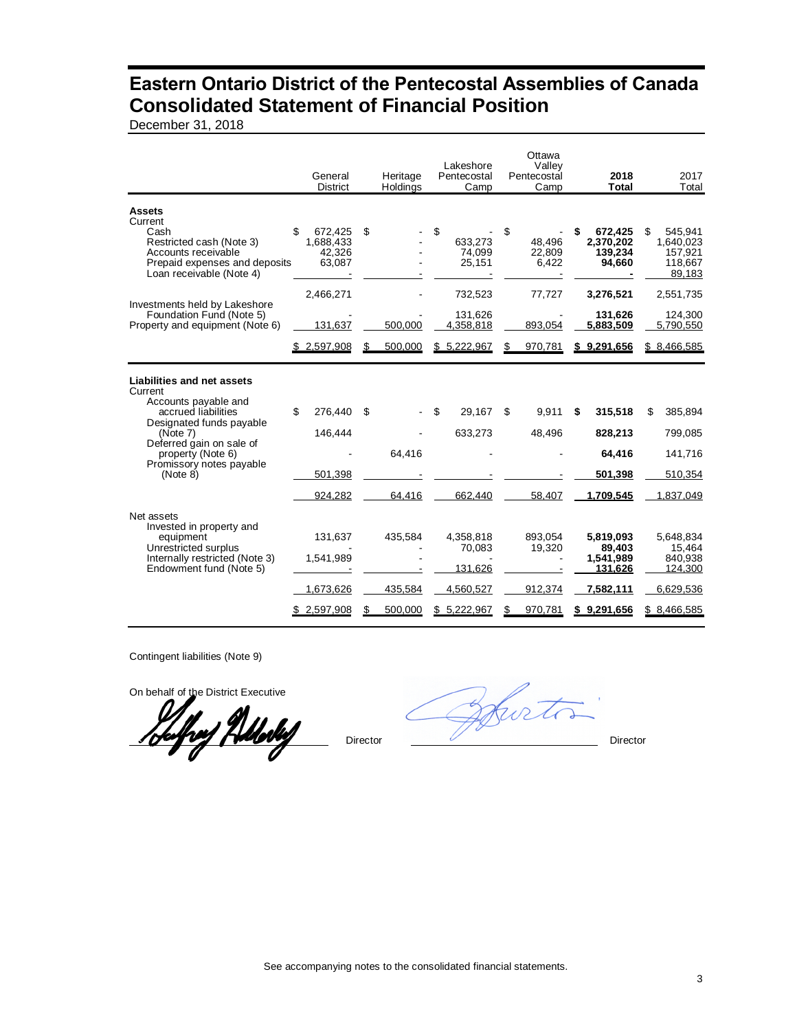# Eastern Ontario District of the Pentecostal Assemblies of Canada
# Consolidated Statement of Financial Position

December 31, 2018

| | General District | Heritage Holdings | Lakeshore Pentecostal Camp | Ottawa Valley Pentecostal Camp | **2018 Total** | 2017 Total |
|---|---|---|---|---|---|---|
| **Assets** | | | | | | |
| Current | | | | | | |
| Cash | $ 672,425 | $ - | $ - | $ - | **$ 672,425** | $ 545,941 |
| Restricted cash (Note 3) | 1,688,433 | - | 633,273 | 48,496 | **2,370,202** | 1,640,023 |
| Accounts receivable | 42,326 | - | 74,099 | 22,809 | **139,234** | 157,921 |
| Prepaid expenses and deposits | 63,087 | - | 25,151 | 6,422 | **94,660** | 118,667 |
| Loan receivable (Note 4) | - | - | - | - | **-** | 89,183 |
| | 2,466,271 | - | 732,523 | 77,727 | **3,276,521** | 2,551,735 |
| Investments held by Lakeshore Foundation Fund (Note 5) | - | - | 131,626 | - | **131,626** | 124,300 |
| Property and equipment (Note 6) | 131,637 | 500,000 | 4,358,818 | 893,054 | **5,883,509** | 5,790,550 |
| | $ 2,597,908 | $ 500,000 | $ 5,222,967 | $ 970,781 | **$ 9,291,656** | $ 8,466,585 |
| **Liabilities and net assets** | | | | | | |
| Current | | | | | | |
| Accounts payable and accrued liabilities | $ 276,440 | $ - | $ 29,167 | $ 9,911 | **$ 315,518** | $ 385,894 |
| Designated funds payable (Note 7) | 146,444 | - | 633,273 | 48,496 | **828,213** | 799,085 |
| Deferred gain on sale of property (Note 6) | - | 64,416 | - | - | **64,416** | 141,716 |
| Promissory notes payable (Note 8) | 501,398 | - | - | - | **501,398** | 510,354 |
| | 924,282 | 64,416 | 662,440 | 58,407 | **1,709,545** | 1,837,049 |
| Net assets | | | | | | |
| Invested in property and equipment | 131,637 | 435,584 | 4,358,818 | 893,054 | **5,819,093** | 5,648,834 |
| Unrestricted surplus | - | - | 70,083 | 19,320 | **89,403** | 15,464 |
| Internally restricted (Note 3) | 1,541,989 | - | - | - | **1,541,989** | 840,938 |
| Endowment fund (Note 5) | - | - | 131,626 | - | **131,626** | 124,300 |
| | 1,673,626 | 435,584 | 4,560,527 | 912,374 | **7,582,111** | 6,629,536 |
| | $ 2,597,908 | $ 500,000 | $ 5,222,967 | $ 970,781 | **$ 9,291,656** | $ 8,466,585 |

Contingent liabilities (Note 9)

On behalf of the District Executive

_______________________ Director _______________________ Director

See accompanying notes to the consolidated financial statements.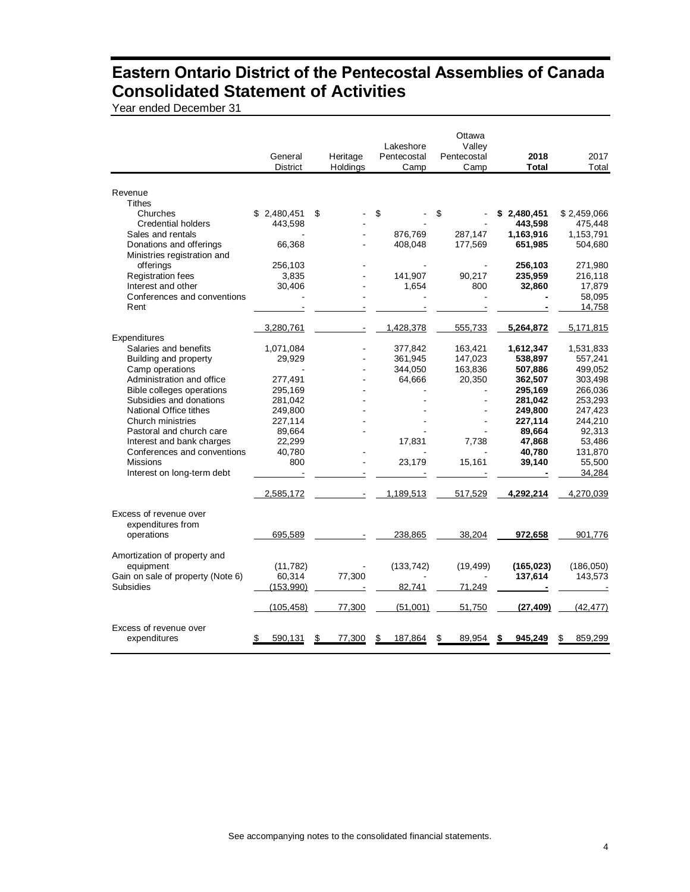# Eastern Ontario District of the Pentecostal Assemblies of Canada
# Consolidated Statement of Activities

Year ended December 31

| | General District | Heritage Holdings | Lakeshore Pentecostal Camp | Ottawa Valley Pentecostal Camp | **2018 Total** | 2017 Total |
|---|---|---|---|---|---|---|
| Revenue | | | | | | |
| Tithes | | | | | | |
| Churches | $ 2,480,451 | $ - | $ - | $ - | **$ 2,480,451** | $ 2,459,066 |
| Credential holders | 443,598 | - | - | - | **443,598** | 475,448 |
| Sales and rentals | - | - | 876,769 | 287,147 | **1,163,916** | 1,153,791 |
| Donations and offerings | 66,368 | - | 408,048 | 177,569 | **651,985** | 504,680 |
| Ministries registration and offerings | 256,103 | - | - | - | **256,103** | 271,980 |
| Registration fees | 3,835 | - | 141,907 | 90,217 | **235,959** | 216,118 |
| Interest and other | 30,406 | - | 1,654 | 800 | **32,860** | 17,879 |
| Conferences and conventions | - | - | - | - | **-** | 58,095 |
| Rent | - | - | - | - | **-** | 14,758 |
| | 3,280,761 | - | 1,428,378 | 555,733 | **5,264,872** | 5,171,815 |
| Expenditures | | | | | | |
| Salaries and benefits | 1,071,084 | - | 377,842 | 163,421 | **1,612,347** | 1,531,833 |
| Building and property | 29,929 | - | 361,945 | 147,023 | **538,897** | 557,241 |
| Camp operations | - | - | 344,050 | 163,836 | **507,886** | 499,052 |
| Administration and office | 277,491 | - | 64,666 | 20,350 | **362,507** | 303,498 |
| Bible colleges operations | 295,169 | - | - | - | **295,169** | 266,036 |
| Subsidies and donations | 281,042 | - | - | - | **281,042** | 253,293 |
| National Office tithes | 249,800 | - | - | - | **249,800** | 247,423 |
| Church ministries | 227,114 | - | - | - | **227,114** | 244,210 |
| Pastoral and church care | 89,664 | - | - | - | **89,664** | 92,313 |
| Interest and bank charges | 22,299 | | 17,831 | 7,738 | **47,868** | 53,486 |
| Conferences and conventions | 40,780 | - | - | - | **40,780** | 131,870 |
| Missions | 800 | - | 23,179 | 15,161 | **39,140** | 55,500 |
| Interest on long-term debt | - | - | - | - | **-** | 34,284 |
| | 2,585,172 | - | 1,189,513 | 517,529 | **4,292,214** | 4,270,039 |
| Excess of revenue over expenditures from operations | 695,589 | - | 238,865 | 38,204 | **972,658** | 901,776 |
| Amortization of property and equipment | (11,782) | - | (133,742) | (19,499) | **(165,023)** | (186,050) |
| Gain on sale of property (Note 6) | 60,314 | 77,300 | - | - | **137,614** | 143,573 |
| Subsidies | (153,990) | - | 82,741 | 71,249 | **-** | - |
| | (105,458) | 77,300 | (51,001) | 51,750 | **(27,409)** | (42,477) |
| Excess of revenue over expenditures | $ 590,131 | $ 77,300 | $ 187,864 | $ 89,954 | **$ 945,249** | $ 859,299 |

See accompanying notes to the consolidated financial statements.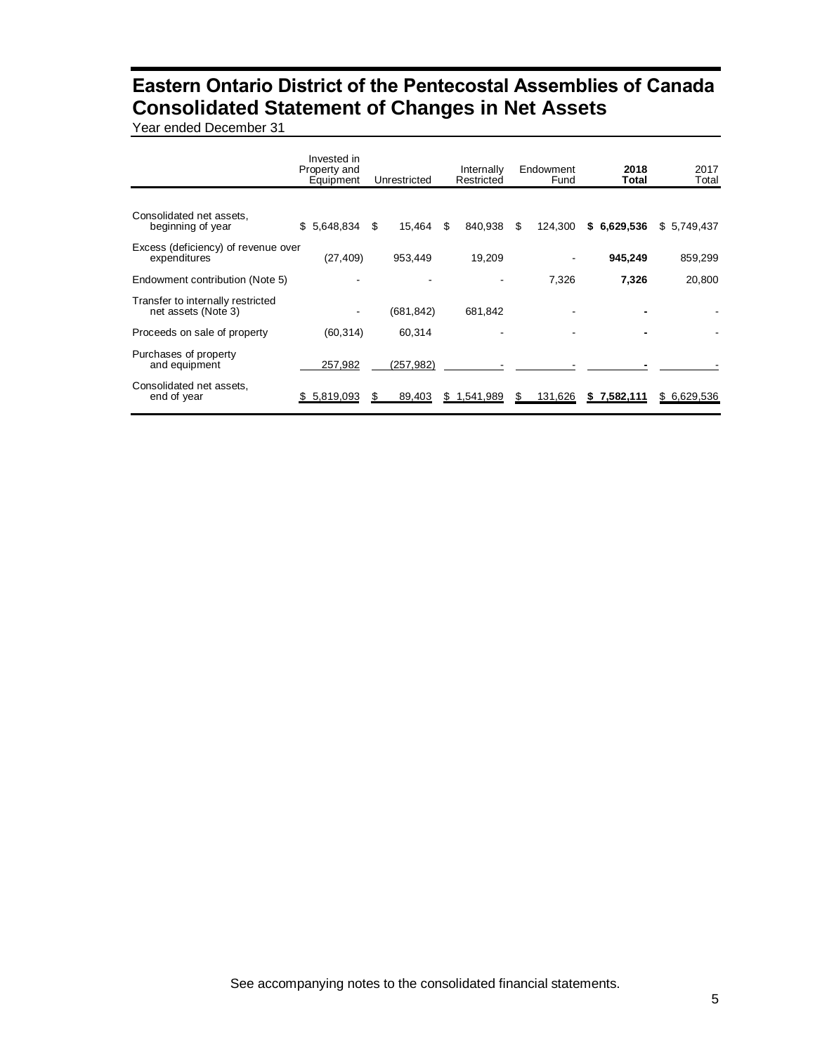# Eastern Ontario District of the Pentecostal Assemblies of Canada
# Consolidated Statement of Changes in Net Assets

Year ended December 31

| | Invested in Property and Equipment | Unrestricted | Internally Restricted | Endowment Fund | **2018 Total** | 2017 Total |
|---|---|---|---|---|---|---|
| Consolidated net assets, beginning of year | $ 5,648,834 | $ 15,464 | $ 840,938 | $ 124,300 | **$ 6,629,536** | $ 5,749,437 |
| Excess (deficiency) of revenue over expenditures | (27,409) | 953,449 | 19,209 | - | **945,249** | 859,299 |
| Endowment contribution (Note 5) | - | - | - | 7,326 | **7,326** | 20,800 |
| Transfer to internally restricted net assets (Note 3) | - | (681,842) | 681,842 | - | **-** | - |
| Proceeds on sale of property | (60,314) | 60,314 | - | - | **-** | - |
| Purchases of property and equipment | 257,982 | (257,982) | - | - | **-** | - |
| Consolidated net assets, end of year | $ 5,819,093 | $ 89,403 | $ 1,541,989 | $ 131,626 | **$ 7,582,111** | $ 6,629,536 |

See accompanying notes to the consolidated financial statements.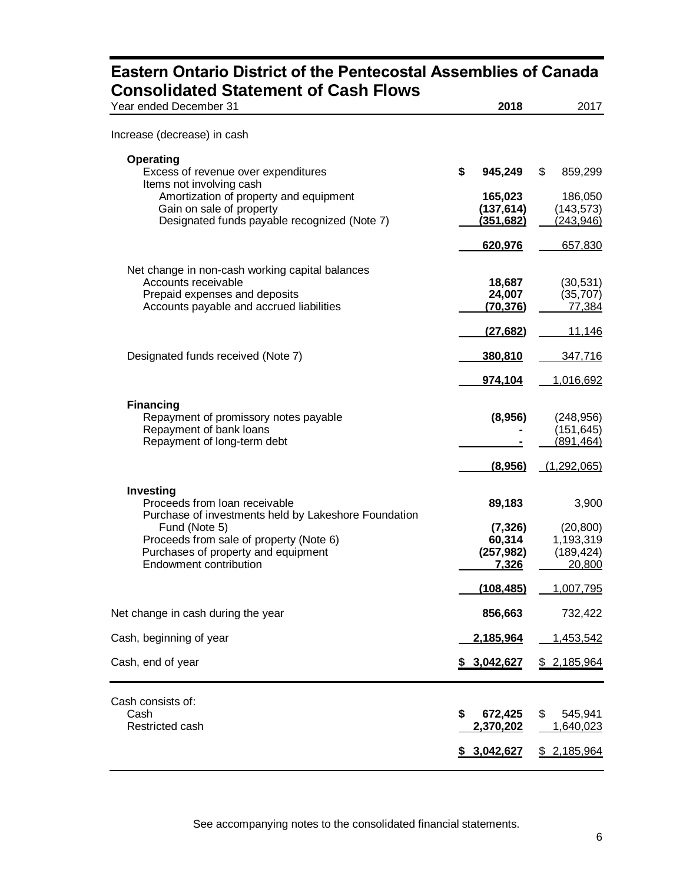# Eastern Ontario District of the Pentecostal Assemblies of Canada
## Consolidated Statement of Cash Flows

| Year ended December 31 | 2018 | 2017 |
|---|---|---|
| Increase (decrease) in cash | | |
| **Operating** | | |
| Excess of revenue over expenditures | $ 945,249 | $ 859,299 |
| Items not involving cash | | |
| Amortization of property and equipment | 165,023 | 186,050 |
| Gain on sale of property | (137,614) | (143,573) |
| Designated funds payable recognized (Note 7) | (351,682) | (243,946) |
| | 620,976 | 657,830 |
| Net change in non-cash working capital balances | | |
| Accounts receivable | 18,687 | (30,531) |
| Prepaid expenses and deposits | 24,007 | (35,707) |
| Accounts payable and accrued liabilities | (70,376) | 77,384 |
| | (27,682) | 11,146 |
| Designated funds received (Note 7) | 380,810 | 347,716 |
| | 974,104 | 1,016,692 |
| **Financing** | | |
| Repayment of promissory notes payable | (8,956) | (248,956) |
| Repayment of bank loans | - | (151,645) |
| Repayment of long-term debt | - | (891,464) |
| | (8,956) | (1,292,065) |
| **Investing** | | |
| Proceeds from loan receivable | 89,183 | 3,900 |
| Purchase of investments held by Lakeshore Foundation Fund (Note 5) | (7,326) | (20,800) |
| Proceeds from sale of property (Note 6) | 60,314 | 1,193,319 |
| Purchases of property and equipment | (257,982) | (189,424) |
| Endowment contribution | 7,326 | 20,800 |
| | (108,485) | 1,007,795 |
| Net change in cash during the year | 856,663 | 732,422 |
| Cash, beginning of year | 2,185,964 | 1,453,542 |
| Cash, end of year | $ 3,042,627 | $ 2,185,964 |

| | 2018 | 2017 |
|---|---|---|
| Cash consists of: | | |
| Cash | $ 672,425 | $ 545,941 |
| Restricted cash | 2,370,202 | 1,640,023 |
| | $ 3,042,627 | $ 2,185,964 |

See accompanying notes to the consolidated financial statements.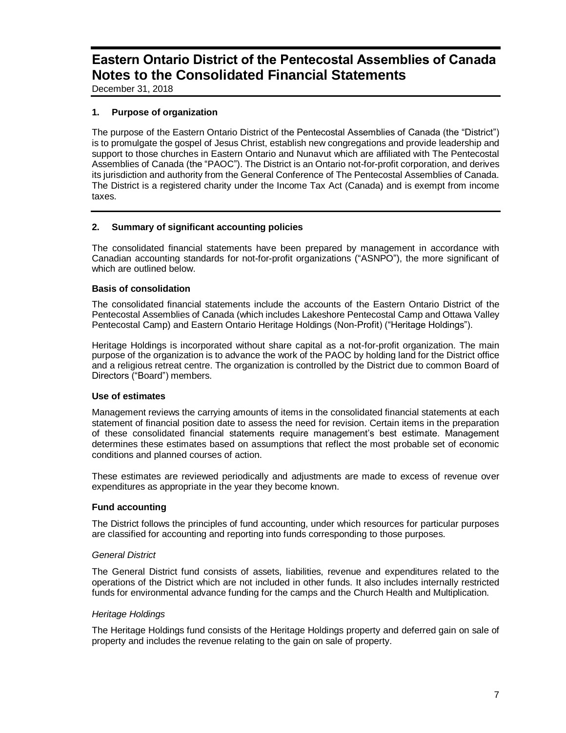# Eastern Ontario District of the Pentecostal Assemblies of Canada
# Notes to the Consolidated Financial Statements

December 31, 2018

## 1. Purpose of organization

The purpose of the Eastern Ontario District of the Pentecostal Assemblies of Canada (the "District") is to promulgate the gospel of Jesus Christ, establish new congregations and provide leadership and support to those churches in Eastern Ontario and Nunavut which are affiliated with The Pentecostal Assemblies of Canada (the "PAOC"). The District is an Ontario not-for-profit corporation, and derives its jurisdiction and authority from the General Conference of The Pentecostal Assemblies of Canada. The District is a registered charity under the Income Tax Act (Canada) and is exempt from income taxes.

## 2. Summary of significant accounting policies

The consolidated financial statements have been prepared by management in accordance with Canadian accounting standards for not-for-profit organizations ("ASNPO"), the more significant of which are outlined below.

### Basis of consolidation

The consolidated financial statements include the accounts of the Eastern Ontario District of the Pentecostal Assemblies of Canada (which includes Lakeshore Pentecostal Camp and Ottawa Valley Pentecostal Camp) and Eastern Ontario Heritage Holdings (Non-Profit) ("Heritage Holdings").

Heritage Holdings is incorporated without share capital as a not-for-profit organization. The main purpose of the organization is to advance the work of the PAOC by holding land for the District office and a religious retreat centre. The organization is controlled by the District due to common Board of Directors ("Board") members.

### Use of estimates

Management reviews the carrying amounts of items in the consolidated financial statements at each statement of financial position date to assess the need for revision. Certain items in the preparation of these consolidated financial statements require management's best estimate. Management determines these estimates based on assumptions that reflect the most probable set of economic conditions and planned courses of action.

These estimates are reviewed periodically and adjustments are made to excess of revenue over expenditures as appropriate in the year they become known.

### Fund accounting

The District follows the principles of fund accounting, under which resources for particular purposes are classified for accounting and reporting into funds corresponding to those purposes.

*General District*

The General District fund consists of assets, liabilities, revenue and expenditures related to the operations of the District which are not included in other funds. It also includes internally restricted funds for environmental advance funding for the camps and the Church Health and Multiplication.

*Heritage Holdings*

The Heritage Holdings fund consists of the Heritage Holdings property and deferred gain on sale of property and includes the revenue relating to the gain on sale of property.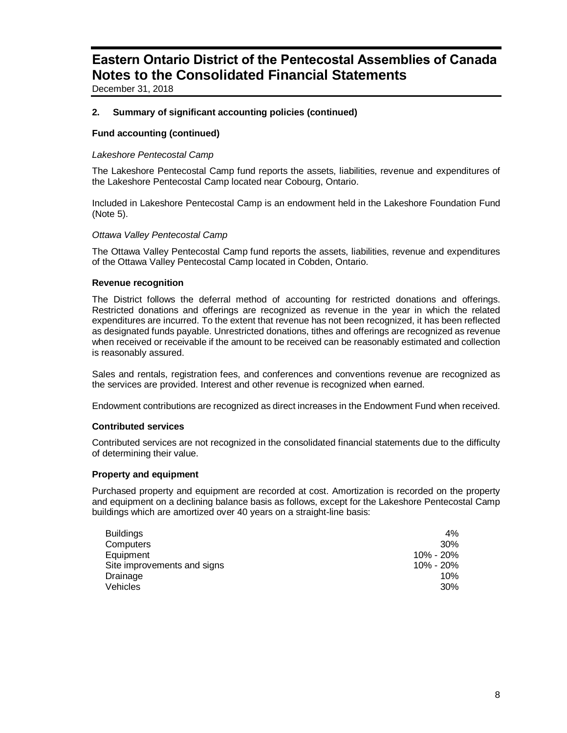## 2. Summary of significant accounting policies (continued)

### Fund accounting (continued)

*Lakeshore Pentecostal Camp*

The Lakeshore Pentecostal Camp fund reports the assets, liabilities, revenue and expenditures of the Lakeshore Pentecostal Camp located near Cobourg, Ontario.

Included in Lakeshore Pentecostal Camp is an endowment held in the Lakeshore Foundation Fund (Note 5).

*Ottawa Valley Pentecostal Camp*

The Ottawa Valley Pentecostal Camp fund reports the assets, liabilities, revenue and expenditures of the Ottawa Valley Pentecostal Camp located in Cobden, Ontario.

### Revenue recognition

The District follows the deferral method of accounting for restricted donations and offerings. Restricted donations and offerings are recognized as revenue in the year in which the related expenditures are incurred. To the extent that revenue has not been recognized, it has been reflected as designated funds payable. Unrestricted donations, tithes and offerings are recognized as revenue when received or receivable if the amount to be received can be reasonably estimated and collection is reasonably assured.

Sales and rentals, registration fees, and conferences and conventions revenue are recognized as the services are provided. Interest and other revenue is recognized when earned.

Endowment contributions are recognized as direct increases in the Endowment Fund when received.

### Contributed services

Contributed services are not recognized in the consolidated financial statements due to the difficulty of determining their value.

### Property and equipment

Purchased property and equipment are recorded at cost. Amortization is recorded on the property and equipment on a declining balance basis as follows, except for the Lakeshore Pentecostal Camp buildings which are amortized over 40 years on a straight-line basis:

| | |
|---|---|
| Buildings | 4% |
| Computers | 30% |
| Equipment | 10% - 20% |
| Site improvements and signs | 10% - 20% |
| Drainage | 10% |
| Vehicles | 30% |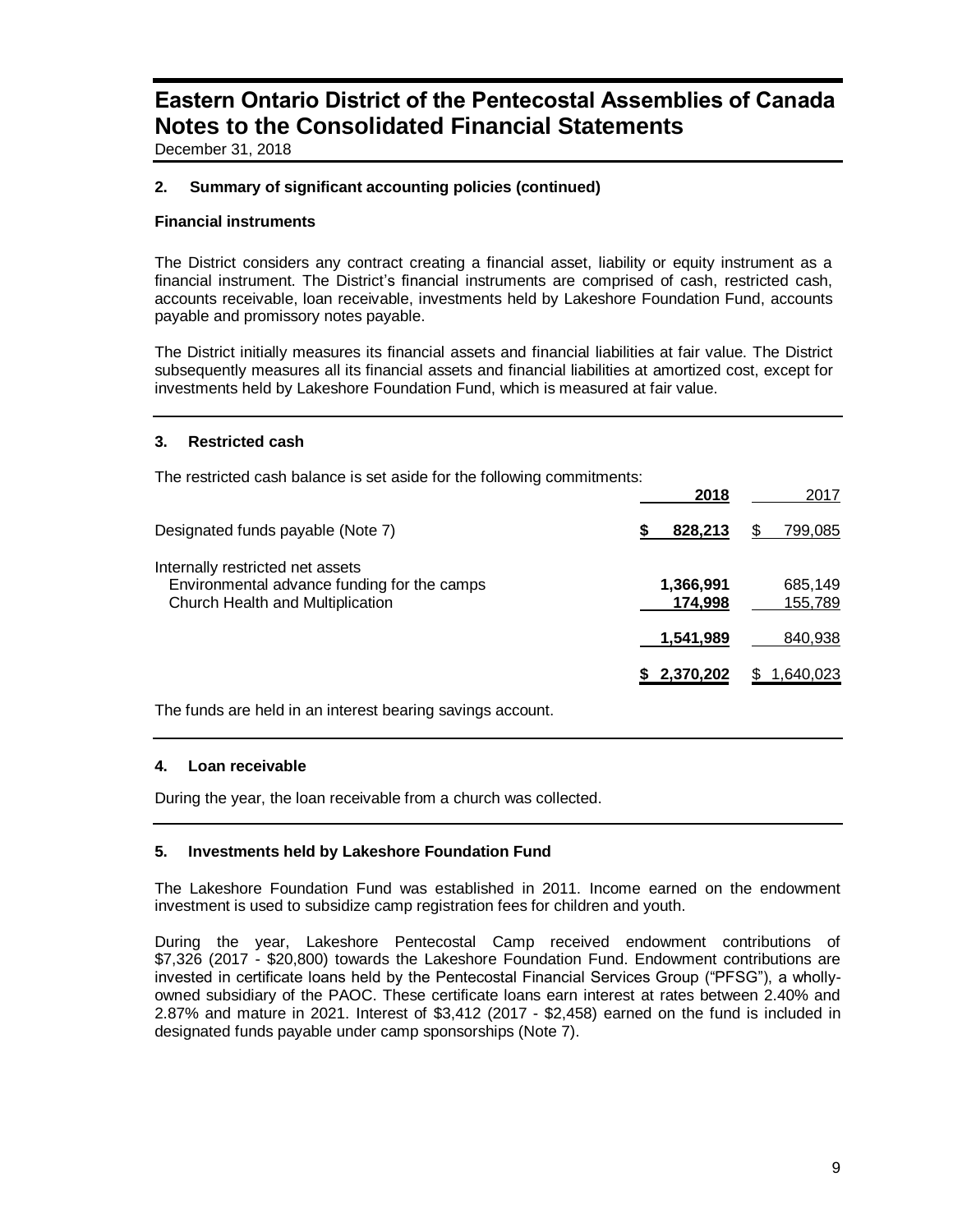# Eastern Ontario District of the Pentecostal Assemblies of Canada
# Notes to the Consolidated Financial Statements

December 31, 2018

## 2. Summary of significant accounting policies (continued)

### Financial instruments

The District considers any contract creating a financial asset, liability or equity instrument as a financial instrument. The District's financial instruments are comprised of cash, restricted cash, accounts receivable, loan receivable, investments held by Lakeshore Foundation Fund, accounts payable and promissory notes payable.

The District initially measures its financial assets and financial liabilities at fair value. The District subsequently measures all its financial assets and financial liabilities at amortized cost, except for investments held by Lakeshore Foundation Fund, which is measured at fair value.

## 3. Restricted cash

The restricted cash balance is set aside for the following commitments:

| | **2018** | 2017 |
|---|---|---|
| Designated funds payable (Note 7) | **$ 828,213** | $ 799,085 |
| Internally restricted net assets | | |
| Environmental advance funding for the camps | **1,366,991** | 685,149 |
| Church Health and Multiplication | **174,998** | 155,789 |
| | **1,541,989** | 840,938 |
| | **$ 2,370,202** | $ 1,640,023 |

The funds are held in an interest bearing savings account.

## 4. Loan receivable

During the year, the loan receivable from a church was collected.

## 5. Investments held by Lakeshore Foundation Fund

The Lakeshore Foundation Fund was established in 2011. Income earned on the endowment investment is used to subsidize camp registration fees for children and youth.

During the year, Lakeshore Pentecostal Camp received endowment contributions of $7,326 (2017 - $20,800) towards the Lakeshore Foundation Fund. Endowment contributions are invested in certificate loans held by the Pentecostal Financial Services Group ("PFSG"), a wholly-owned subsidiary of the PAOC. These certificate loans earn interest at rates between 2.40% and 2.87% and mature in 2021. Interest of $3,412 (2017 - $2,458) earned on the fund is included in designated funds payable under camp sponsorships (Note 7).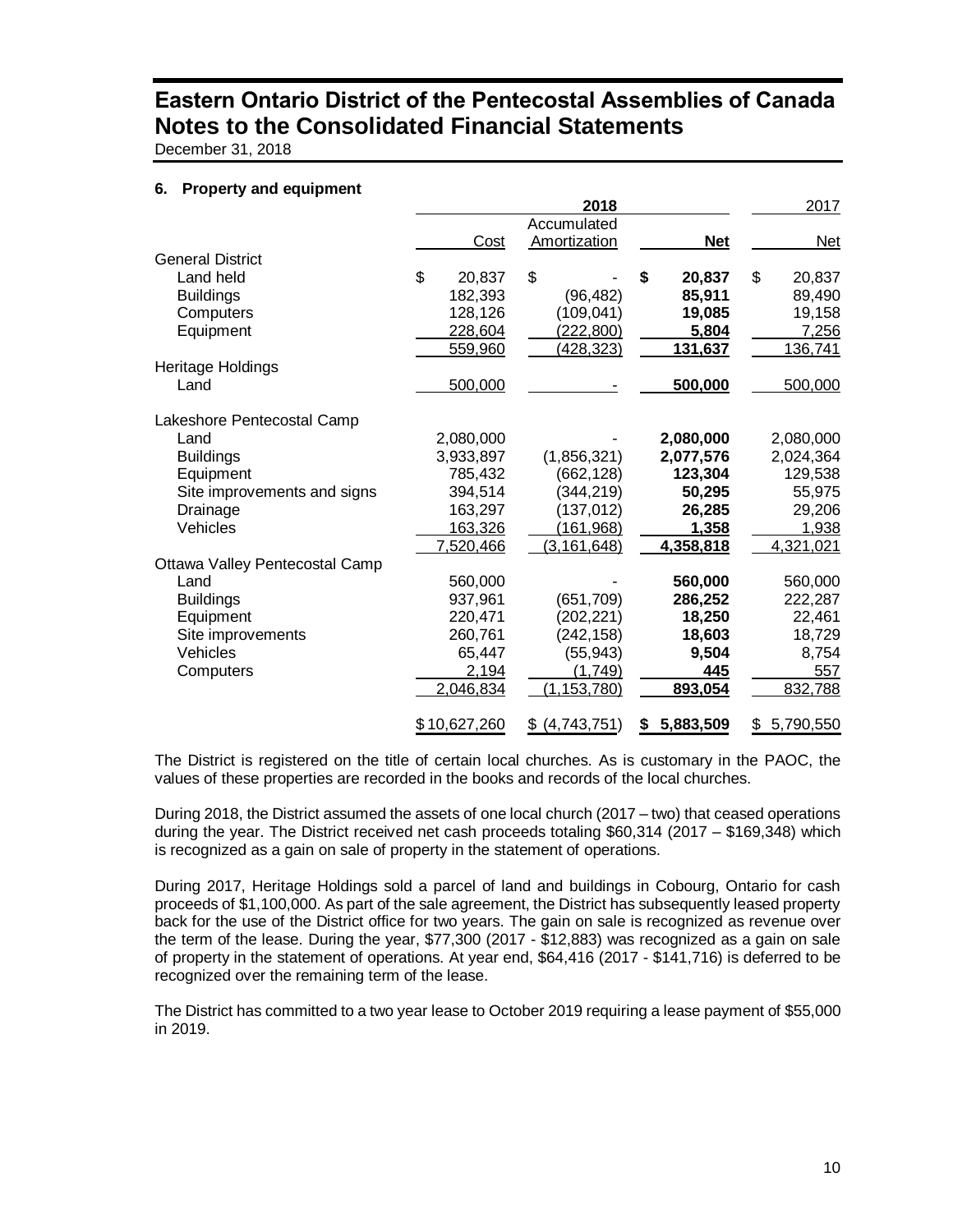# Eastern Ontario District of the Pentecostal Assemblies of Canada
# Notes to the Consolidated Financial Statements

December 31, 2018

## 6. Property and equipment

| | 2018 | | | 2017 |
|---|---|---|---|---|
| | Cost | Accumulated Amortization | **Net** | Net |
| **General District** | | | | |
| Land held | $ 20,837 | $ - | **$ 20,837** | $ 20,837 |
| Buildings | 182,393 | (96,482) | **85,911** | 89,490 |
| Computers | 128,126 | (109,041) | **19,085** | 19,158 |
| Equipment | 228,604 | (222,800) | **5,804** | 7,256 |
| | 559,960 | (428,323) | **131,637** | 136,741 |
| **Heritage Holdings** | | | | |
| Land | 500,000 | - | **500,000** | 500,000 |
| **Lakeshore Pentecostal Camp** | | | | |
| Land | 2,080,000 | - | **2,080,000** | 2,080,000 |
| Buildings | 3,933,897 | (1,856,321) | **2,077,576** | 2,024,364 |
| Equipment | 785,432 | (662,128) | **123,304** | 129,538 |
| Site improvements and signs | 394,514 | (344,219) | **50,295** | 55,975 |
| Drainage | 163,297 | (137,012) | **26,285** | 29,206 |
| Vehicles | 163,326 | (161,968) | **1,358** | 1,938 |
| | 7,520,466 | (3,161,648) | **4,358,818** | 4,321,021 |
| **Ottawa Valley Pentecostal Camp** | | | | |
| Land | 560,000 | - | **560,000** | 560,000 |
| Buildings | 937,961 | (651,709) | **286,252** | 222,287 |
| Equipment | 220,471 | (202,221) | **18,250** | 22,461 |
| Site improvements | 260,761 | (242,158) | **18,603** | 18,729 |
| Vehicles | 65,447 | (55,943) | **9,504** | 8,754 |
| Computers | 2,194 | (1,749) | **445** | 557 |
| | 2,046,834 | (1,153,780) | **893,054** | 832,788 |
| | $ 10,627,260 | $ (4,743,751) | **$ 5,883,509** | $ 5,790,550 |

The District is registered on the title of certain local churches. As is customary in the PAOC, the values of these properties are recorded in the books and records of the local churches.

During 2018, the District assumed the assets of one local church (2017 – two) that ceased operations during the year. The District received net cash proceeds totaling $60,314 (2017 – $169,348) which is recognized as a gain on sale of property in the statement of operations.

During 2017, Heritage Holdings sold a parcel of land and buildings in Cobourg, Ontario for cash proceeds of $1,100,000. As part of the sale agreement, the District has subsequently leased property back for the use of the District office for two years. The gain on sale is recognized as revenue over the term of the lease. During the year, $77,300 (2017 - $12,883) was recognized as a gain on sale of property in the statement of operations. At year end, $64,416 (2017 - $141,716) is deferred to be recognized over the remaining term of the lease.

The District has committed to a two year lease to October 2019 requiring a lease payment of $55,000 in 2019.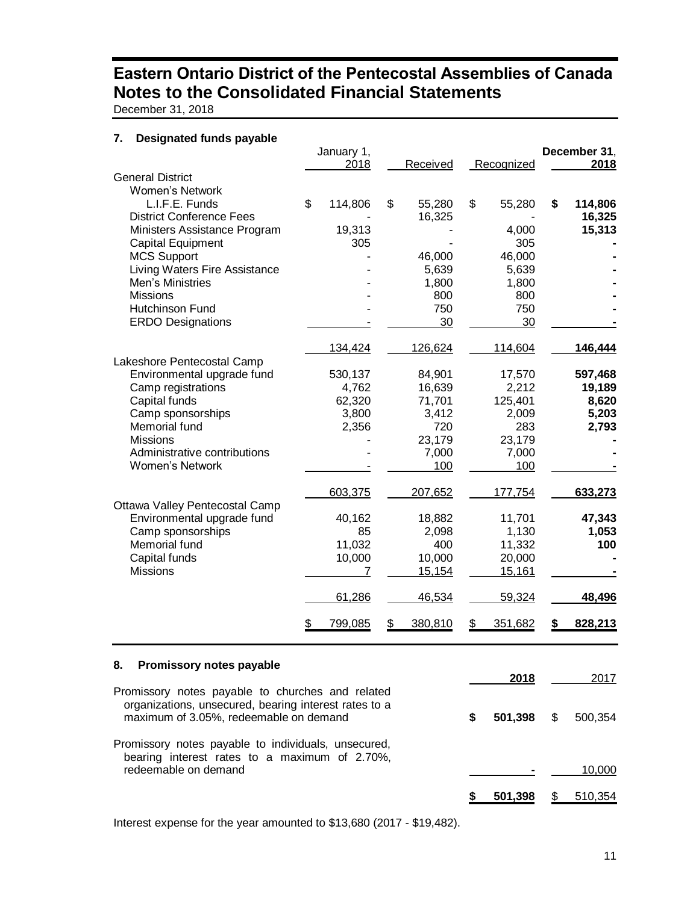# Eastern Ontario District of the Pentecostal Assemblies of Canada
# Notes to the Consolidated Financial Statements

December 31, 2018

## 7. Designated funds payable

| | January 1, 2018 | Received | Recognized | **December 31, 2018** |
|---|---|---|---|---|
| General District | | | | |
| Women's Network | | | | |
| L.I.F.E. Funds | $ 114,806 | $ 55,280 | $ 55,280 | **$ 114,806** |
| District Conference Fees | - | 16,325 | - | **16,325** |
| Ministers Assistance Program | 19,313 | - | 4,000 | **15,313** |
| Capital Equipment | 305 | - | 305 | **-** |
| MCS Support | - | 46,000 | 46,000 | **-** |
| Living Waters Fire Assistance | - | 5,639 | 5,639 | **-** |
| Men's Ministries | - | 1,800 | 1,800 | **-** |
| Missions | - | 800 | 800 | **-** |
| Hutchinson Fund | - | 750 | 750 | **-** |
| ERDO Designations | - | 30 | 30 | **-** |
| | 134,424 | 126,624 | 114,604 | **146,444** |
| Lakeshore Pentecostal Camp | | | | |
| Environmental upgrade fund | 530,137 | 84,901 | 17,570 | **597,468** |
| Camp registrations | 4,762 | 16,639 | 2,212 | **19,189** |
| Capital funds | 62,320 | 71,701 | 125,401 | **8,620** |
| Camp sponsorships | 3,800 | 3,412 | 2,009 | **5,203** |
| Memorial fund | 2,356 | 720 | 283 | **2,793** |
| Missions | - | 23,179 | 23,179 | **-** |
| Administrative contributions | - | 7,000 | 7,000 | **-** |
| Women's Network | - | 100 | 100 | **-** |
| | 603,375 | 207,652 | 177,754 | **633,273** |
| Ottawa Valley Pentecostal Camp | | | | |
| Environmental upgrade fund | 40,162 | 18,882 | 11,701 | **47,343** |
| Camp sponsorships | 85 | 2,098 | 1,130 | **1,053** |
| Memorial fund | 11,032 | 400 | 11,332 | **100** |
| Capital funds | 10,000 | 10,000 | 20,000 | **-** |
| Missions | 7 | 15,154 | 15,161 | **-** |
| | 61,286 | 46,534 | 59,324 | **48,496** |
| | $ 799,085 | $ 380,810 | $ 351,682 | **$ 828,213** |

## 8. Promissory notes payable

| | **2018** | 2017 |
|---|---|---|
| Promissory notes payable to churches and related organizations, unsecured, bearing interest rates to a maximum of 3.05%, redeemable on demand | **$ 501,398** | $ 500,354 |
| Promissory notes payable to individuals, unsecured, bearing interest rates to a maximum of 2.70%, redeemable on demand | **-** | 10,000 |
| | **$ 501,398** | $ 510,354 |

Interest expense for the year amounted to $13,680 (2017 - $19,482).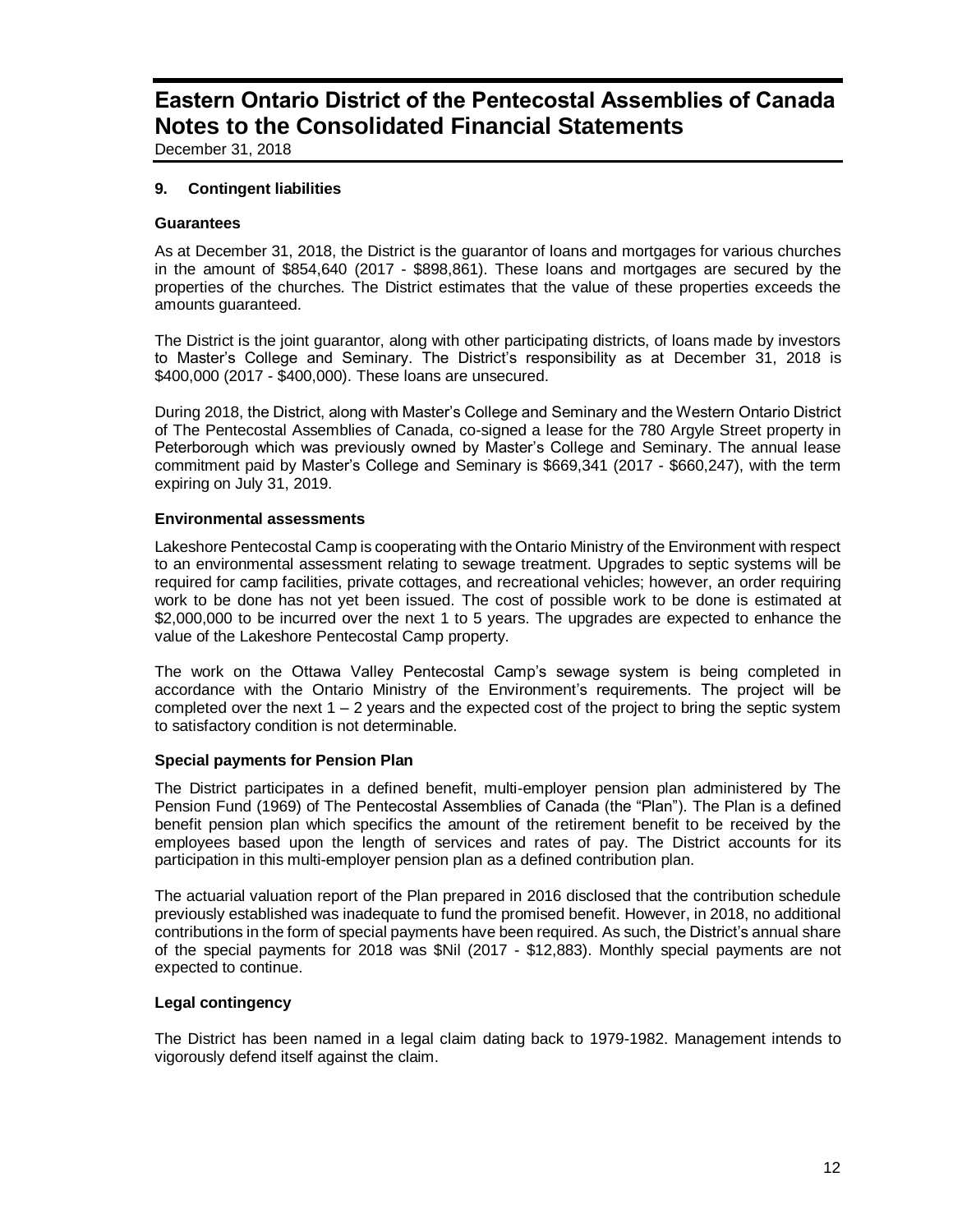# Eastern Ontario District of the Pentecostal Assemblies of Canada
# Notes to the Consolidated Financial Statements

December 31, 2018

## 9. Contingent liabilities

### Guarantees

As at December 31, 2018, the District is the guarantor of loans and mortgages for various churches in the amount of $854,640 (2017 - $898,861). These loans and mortgages are secured by the properties of the churches. The District estimates that the value of these properties exceeds the amounts guaranteed.

The District is the joint guarantor, along with other participating districts, of loans made by investors to Master's College and Seminary. The District's responsibility as at December 31, 2018 is $400,000 (2017 - $400,000). These loans are unsecured.

During 2018, the District, along with Master's College and Seminary and the Western Ontario District of The Pentecostal Assemblies of Canada, co-signed a lease for the 780 Argyle Street property in Peterborough which was previously owned by Master's College and Seminary. The annual lease commitment paid by Master's College and Seminary is $669,341 (2017 - $660,247), with the term expiring on July 31, 2019.

### Environmental assessments

Lakeshore Pentecostal Camp is cooperating with the Ontario Ministry of the Environment with respect to an environmental assessment relating to sewage treatment. Upgrades to septic systems will be required for camp facilities, private cottages, and recreational vehicles; however, an order requiring work to be done has not yet been issued. The cost of possible work to be done is estimated at $2,000,000 to be incurred over the next 1 to 5 years. The upgrades are expected to enhance the value of the Lakeshore Pentecostal Camp property.

The work on the Ottawa Valley Pentecostal Camp's sewage system is being completed in accordance with the Ontario Ministry of the Environment's requirements. The project will be completed over the next 1 – 2 years and the expected cost of the project to bring the septic system to satisfactory condition is not determinable.

### Special payments for Pension Plan

The District participates in a defined benefit, multi-employer pension plan administered by The Pension Fund (1969) of The Pentecostal Assemblies of Canada (the "Plan"). The Plan is a defined benefit pension plan which specifics the amount of the retirement benefit to be received by the employees based upon the length of services and rates of pay. The District accounts for its participation in this multi-employer pension plan as a defined contribution plan.

The actuarial valuation report of the Plan prepared in 2016 disclosed that the contribution schedule previously established was inadequate to fund the promised benefit. However, in 2018, no additional contributions in the form of special payments have been required. As such, the District's annual share of the special payments for 2018 was $Nil (2017 - $12,883). Monthly special payments are not expected to continue.

### Legal contingency

The District has been named in a legal claim dating back to 1979-1982. Management intends to vigorously defend itself against the claim.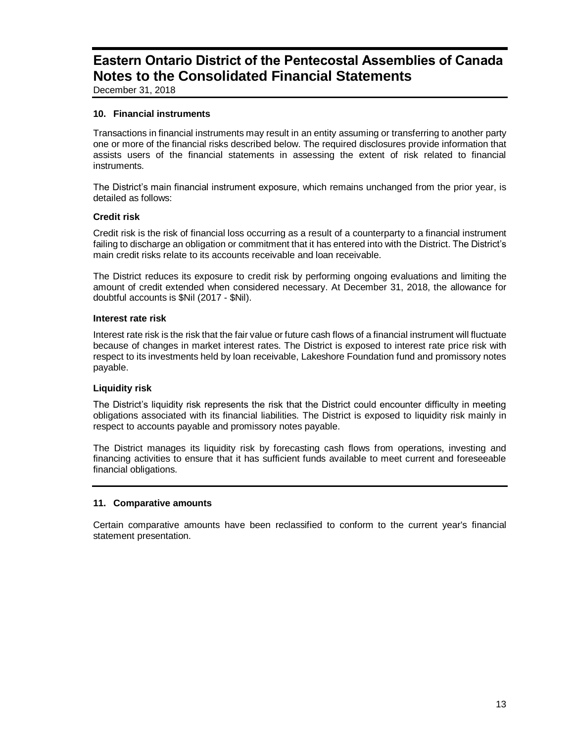# Eastern Ontario District of the Pentecostal Assemblies of Canada
# Notes to the Consolidated Financial Statements

December 31, 2018

## 10. Financial instruments

Transactions in financial instruments may result in an entity assuming or transferring to another party one or more of the financial risks described below. The required disclosures provide information that assists users of the financial statements in assessing the extent of risk related to financial instruments.

The District's main financial instrument exposure, which remains unchanged from the prior year, is detailed as follows:

### Credit risk

Credit risk is the risk of financial loss occurring as a result of a counterparty to a financial instrument failing to discharge an obligation or commitment that it has entered into with the District. The District's main credit risks relate to its accounts receivable and loan receivable.

The District reduces its exposure to credit risk by performing ongoing evaluations and limiting the amount of credit extended when considered necessary. At December 31, 2018, the allowance for doubtful accounts is $Nil (2017 - $Nil).

### Interest rate risk

Interest rate risk is the risk that the fair value or future cash flows of a financial instrument will fluctuate because of changes in market interest rates. The District is exposed to interest rate price risk with respect to its investments held by loan receivable, Lakeshore Foundation fund and promissory notes payable.

### Liquidity risk

The District's liquidity risk represents the risk that the District could encounter difficulty in meeting obligations associated with its financial liabilities. The District is exposed to liquidity risk mainly in respect to accounts payable and promissory notes payable.

The District manages its liquidity risk by forecasting cash flows from operations, investing and financing activities to ensure that it has sufficient funds available to meet current and foreseeable financial obligations.

## 11. Comparative amounts

Certain comparative amounts have been reclassified to conform to the current year's financial statement presentation.